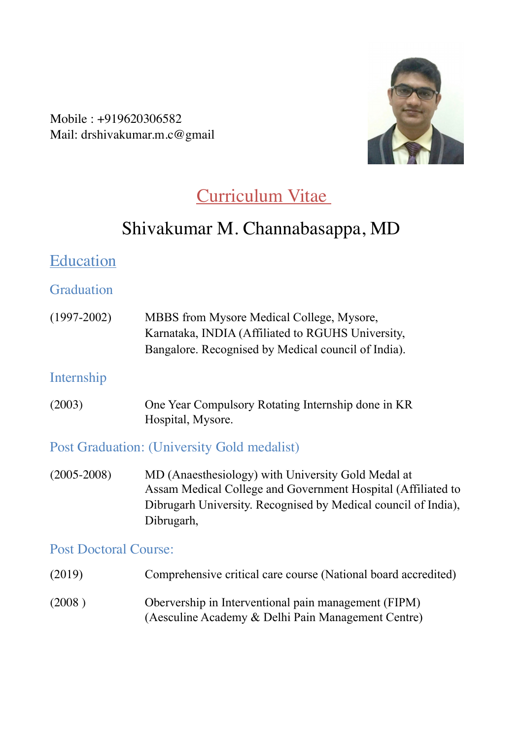Mobile : +919620306582
Mail: drshivakumar.m.c@gmail

# Curriculum Vitae

# Shivakumar M. Channabasappa, MD

## Education

### Graduation

(1997-2002) MBBS from Mysore Medical College, Mysore, Karnataka, INDIA (Affiliated to RGUHS University, Bangalore. Recognised by Medical council of India).

### Internship

(2003) One Year Compulsory Rotating Internship done in KR Hospital, Mysore.

### Post Graduation: (University Gold medalist)

(2005-2008) MD (Anaesthesiology) with University Gold Medal at Assam Medical College and Government Hospital (Affiliated to Dibrugarh University. Recognised by Medical council of India), Dibrugarh,

### Post Doctoral Course:

(2019) Comprehensive critical care course (National board accredited)

(2008 ) Oberversship in Interventional pain management (FIPM) (Aesculine Academy & Delhi Pain Management Centre)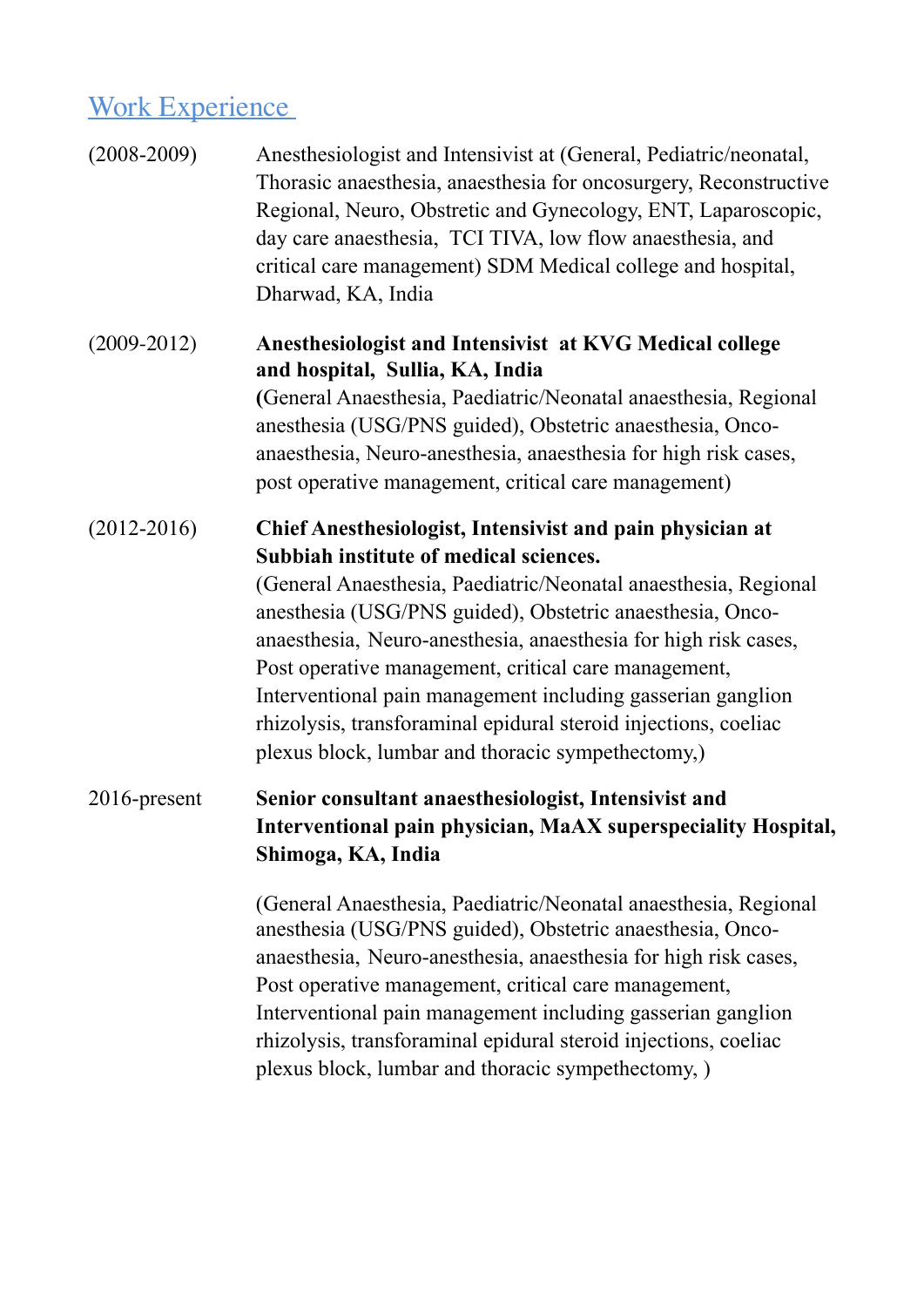## Work Experience

(2008-2009) Anesthesiologist and Intensivist at (General, Pediatric/neonatal, Thorasic anaesthesia, anaesthesia for oncosurgery, Reconstructive Regional, Neuro, Obstretic and Gynecology, ENT, Laparoscopic, day care anaesthesia, TCI TIVA, low flow anaesthesia, and critical care management) SDM Medical college and hospital, Dharwad, KA, India

(2009-2012) **Anesthesiologist and Intensivist at KVG Medical college and hospital, Sullia, KA, India**
**(**General Anaesthesia, Paediatric/Neonatal anaesthesia, Regional anesthesia (USG/PNS guided), Obstetric anaesthesia, Onco-anaesthesia, Neuro-anesthesia, anaesthesia for high risk cases, post operative management, critical care management)

(2012-2016) **Chief Anesthesiologist, Intensivist and pain physician at Subbiah institute of medical sciences.**
(General Anaesthesia, Paediatric/Neonatal anaesthesia, Regional anesthesia (USG/PNS guided), Obstetric anaesthesia, Onco-anaesthesia, Neuro-anesthesia, anaesthesia for high risk cases, Post operative management, critical care management, Interventional pain management including gasserian ganglion rhizolysis, transforaminal epidural steroid injections, coeliac plexus block, lumbar and thoracic sympethectomy,)

2016-present **Senior consultant anaesthesiologist, Intensivist and Interventional pain physician, MaAX superspeciality Hospital, Shimoga, KA, India**

(General Anaesthesia, Paediatric/Neonatal anaesthesia, Regional anesthesia (USG/PNS guided), Obstetric anaesthesia, Onco-anaesthesia, Neuro-anesthesia, anaesthesia for high risk cases, Post operative management, critical care management, Interventional pain management including gasserian ganglion rhizolysis, transforaminal epidural steroid injections, coeliac plexus block, lumbar and thoracic sympethectomy, )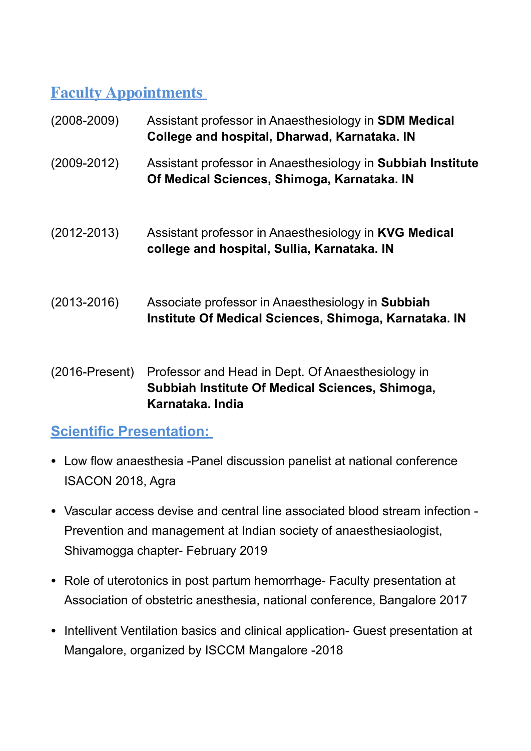## Faculty Appointments

(2008-2009) Assistant professor in Anaesthesiology in **SDM Medical College and hospital, Dharwad, Karnataka. IN**

(2009-2012) Assistant professor in Anaesthesiology in **Subbiah Institute Of Medical Sciences, Shimoga, Karnataka. IN**

(2012-2013) Assistant professor in Anaesthesiology in **KVG Medical college and hospital, Sullia, Karnataka. IN**

(2013-2016) Associate professor in Anaesthesiology in **Subbiah Institute Of Medical Sciences, Shimoga, Karnataka. IN**

(2016-Present) Professor and Head in Dept. Of Anaesthesiology in **Subbiah Institute Of Medical Sciences, Shimoga, Karnataka. India**

## Scientific Presentation:

- Low flow anaesthesia -Panel discussion panelist at national conference ISACON 2018, Agra
- Vascular access devise and central line associated blood stream infection - Prevention and management at Indian society of anaesthesiaologist, Shivamogga chapter- February 2019
- Role of uterotonics in post partum hemorrhage- Faculty presentation at Association of obstetric anesthesia, national conference, Bangalore 2017
- Intellivent Ventilation basics and clinical application- Guest presentation at Mangalore, organized by ISCCM Mangalore -2018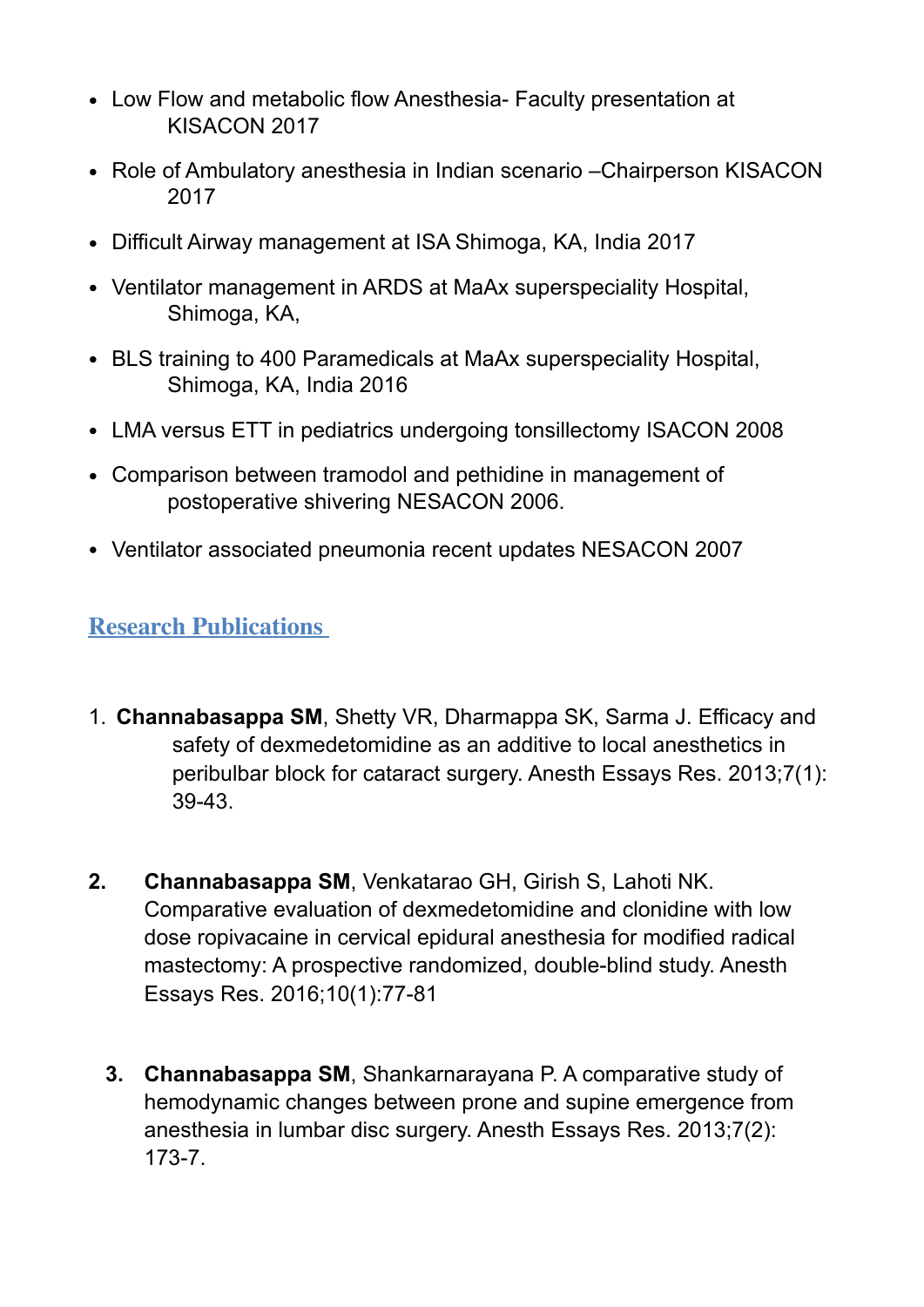- Low Flow and metabolic flow Anesthesia- Faculty presentation at KISACON 2017
- Role of Ambulatory anesthesia in Indian scenario –Chairperson KISACON 2017
- Difficult Airway management at ISA Shimoga, KA, India 2017
- Ventilator management in ARDS at MaAx superspeciality Hospital, Shimoga, KA,
- BLS training to 400 Paramedicals at MaAx superspeciality Hospital, Shimoga, KA, India 2016
- LMA versus ETT in pediatrics undergoing tonsillectomy ISACON 2008
- Comparison between tramodol and pethidine in management of postoperative shivering NESACON 2006.
- Ventilator associated pneumonia recent updates NESACON 2007

## Research Publications

1. **Channabasappa SM**, Shetty VR, Dharmappa SK, Sarma J. Efficacy and safety of dexmedetomidine as an additive to local anesthetics in peribulbar block for cataract surgery. Anesth Essays Res. 2013;7(1): 39-43.

2. **Channabasappa SM**, Venkatarao GH, Girish S, Lahoti NK. Comparative evaluation of dexmedetomidine and clonidine with low dose ropivacaine in cervical epidural anesthesia for modified radical mastectomy: A prospective randomized, double-blind study. Anesth Essays Res. 2016;10(1):77-81

3. **Channabasappa SM**, Shankarnarayana P. A comparative study of hemodynamic changes between prone and supine emergence from anesthesia in lumbar disc surgery. Anesth Essays Res. 2013;7(2): 173-7.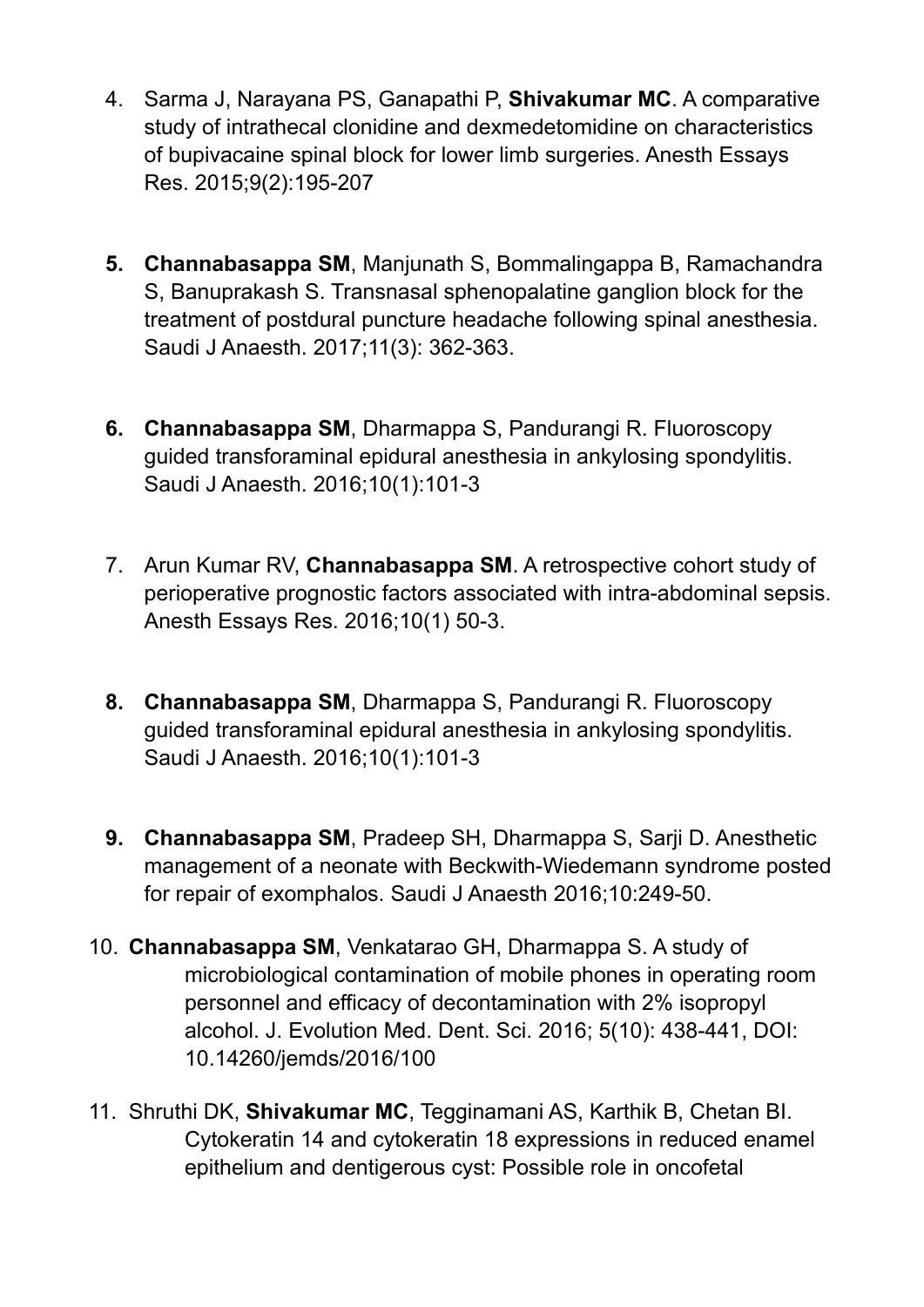4. Sarma J, Narayana PS, Ganapathi P, **Shivakumar MC**. A comparative study of intrathecal clonidine and dexmedetomidine on characteristics of bupivacaine spinal block for lower limb surgeries. Anesth Essays Res. 2015;9(2):195-207

5. **Channabasappa SM**, Manjunath S, Bommalingappa B, Ramachandra S, Banuprakash S. Transnasal sphenopalatine ganglion block for the treatment of postdural puncture headache following spinal anesthesia. Saudi J Anaesth. 2017;11(3): 362-363.

6. **Channabasappa SM**, Dharmappa S, Pandurangi R. Fluoroscopy guided transforaminal epidural anesthesia in ankylosing spondylitis. Saudi J Anaesth. 2016;10(1):101-3

7. Arun Kumar RV, **Channabasappa SM**. A retrospective cohort study of perioperative prognostic factors associated with intra-abdominal sepsis. Anesth Essays Res. 2016;10(1) 50-3.

8. **Channabasappa SM**, Dharmappa S, Pandurangi R. Fluoroscopy guided transforaminal epidural anesthesia in ankylosing spondylitis. Saudi J Anaesth. 2016;10(1):101-3

9. **Channabasappa SM**, Pradeep SH, Dharmappa S, Sarji D. Anesthetic management of a neonate with Beckwith-Wiedemann syndrome posted for repair of exomphalos. Saudi J Anaesth 2016;10:249-50.

10. **Channabasappa SM**, Venkatarao GH, Dharmappa S. A study of microbiological contamination of mobile phones in operating room personnel and efficacy of decontamination with 2% isopropyl alcohol. J. Evolution Med. Dent. Sci. 2016; 5(10): 438-441, DOI: 10.14260/jemds/2016/100

11. Shruthi DK, **Shivakumar MC**, Tegginamani AS, Karthik B, Chetan BI. Cytokeratin 14 and cytokeratin 18 expressions in reduced enamel epithelium and dentigerous cyst: Possible role in oncofetal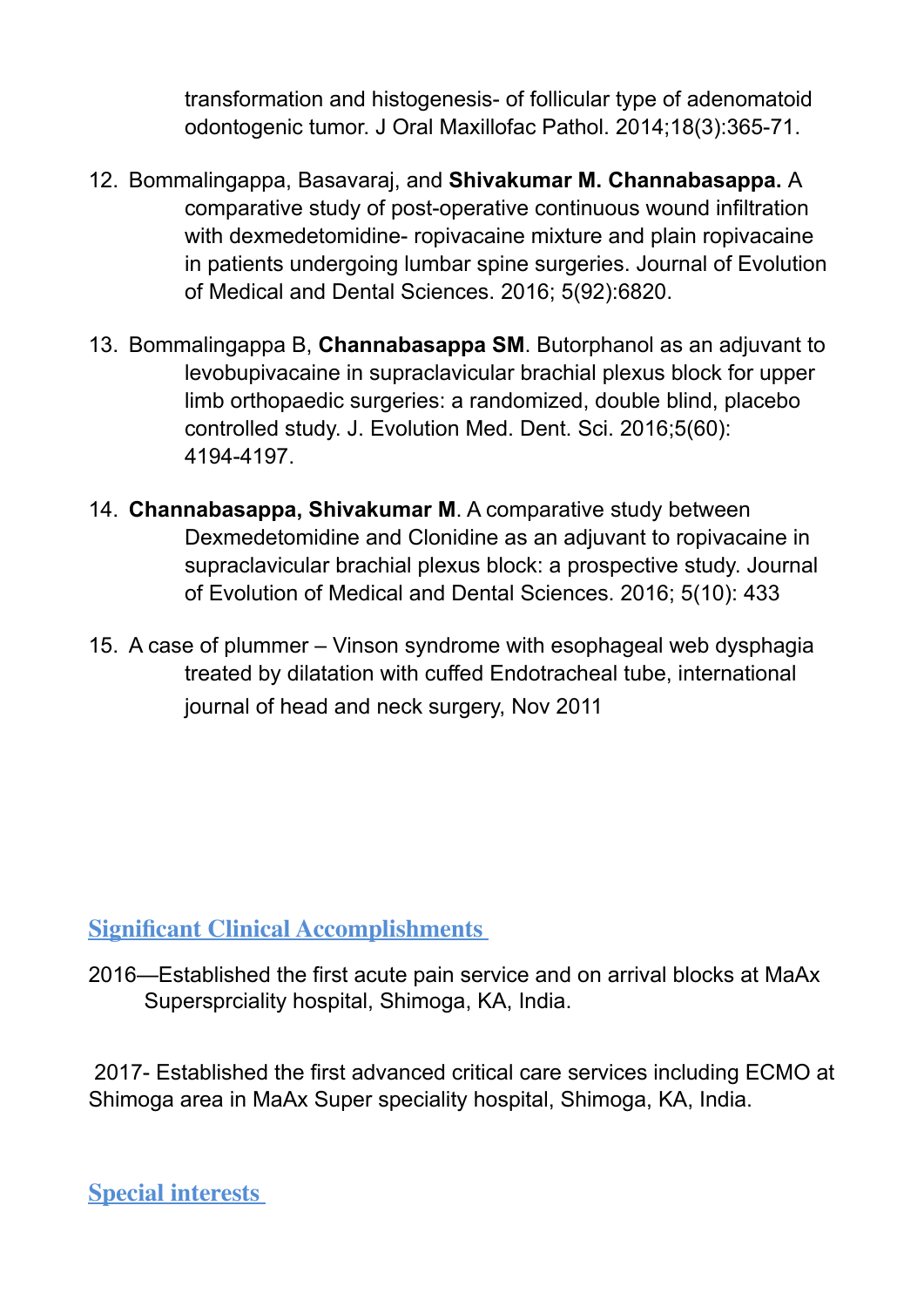transformation and histogenesis- of follicular type of adenomatoid odontogenic tumor. J Oral Maxillofac Pathol. 2014;18(3):365-71.

12. Bommalingappa, Basavaraj, and **Shivakumar M. Channabasappa.** A comparative study of post-operative continuous wound infiltration with dexmedetomidine- ropivacaine mixture and plain ropivacaine in patients undergoing lumbar spine surgeries. Journal of Evolution of Medical and Dental Sciences. 2016; 5(92):6820.

13. Bommalingappa B, **Channabasappa SM**. Butorphanol as an adjuvant to levobupivacaine in supraclavicular brachial plexus block for upper limb orthopaedic surgeries: a randomized, double blind, placebo controlled study. J. Evolution Med. Dent. Sci. 2016;5(60): 4194-4197.

14. **Channabasappa, Shivakumar M**. A comparative study between Dexmedetomidine and Clonidine as an adjuvant to ropivacaine in supraclavicular brachial plexus block: a prospective study. Journal of Evolution of Medical and Dental Sciences. 2016; 5(10): 433

15. A case of plummer – Vinson syndrome with esophageal web dysphagia treated by dilatation with cuffed Endotracheal tube, international journal of head and neck surgery, Nov 2011

## Significant Clinical Accomplishments

2016—Established the first acute pain service and on arrival blocks at MaAx Supersprciality hospital, Shimoga, KA, India.

2017- Established the first advanced critical care services including ECMO at Shimoga area in MaAx Super speciality hospital, Shimoga, KA, India.

## Special interests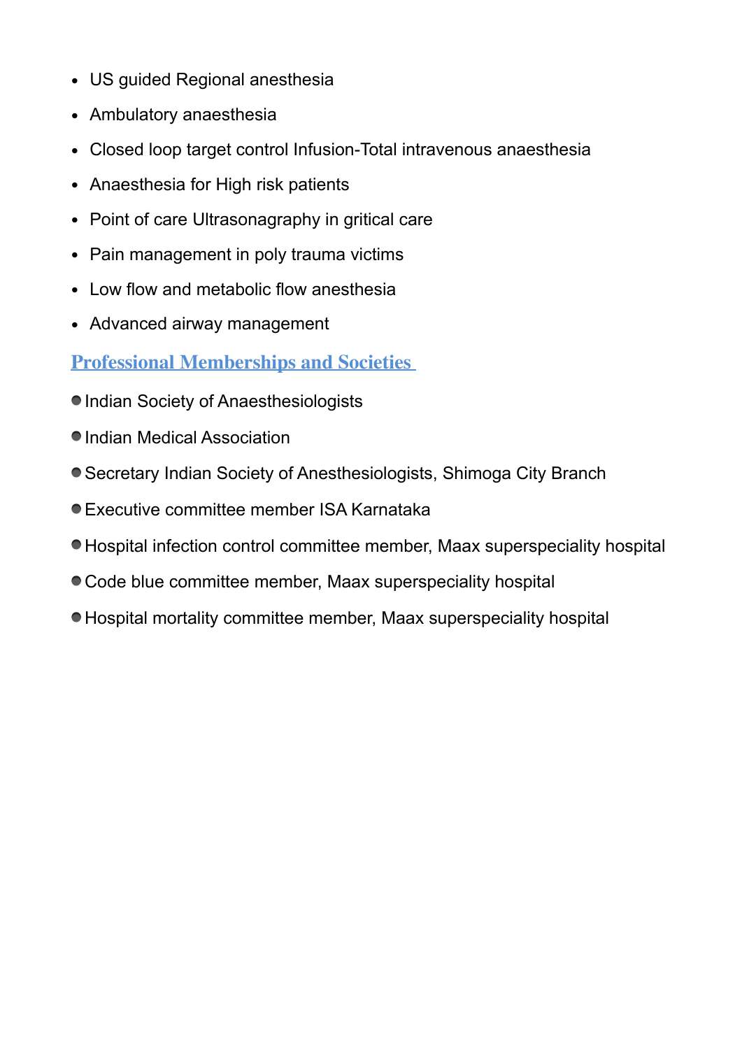- US guided Regional anesthesia
- Ambulatory anaesthesia
- Closed loop target control Infusion-Total intravenous anaesthesia
- Anaesthesia for High risk patients
- Point of care Ultrasonagraphy in gritical care
- Pain management in poly trauma victims
- Low flow and metabolic flow anesthesia
- Advanced airway management

## Professional Memberships and Societies

- Indian Society of Anaesthesiologists
- Indian Medical Association
- Secretary Indian Society of Anesthesiologists, Shimoga City Branch
- Executive committee member ISA Karnataka
- Hospital infection control committee member, Maax superspeciality hospital
- Code blue committee member, Maax superspeciality hospital
- Hospital mortality committee member, Maax superspeciality hospital